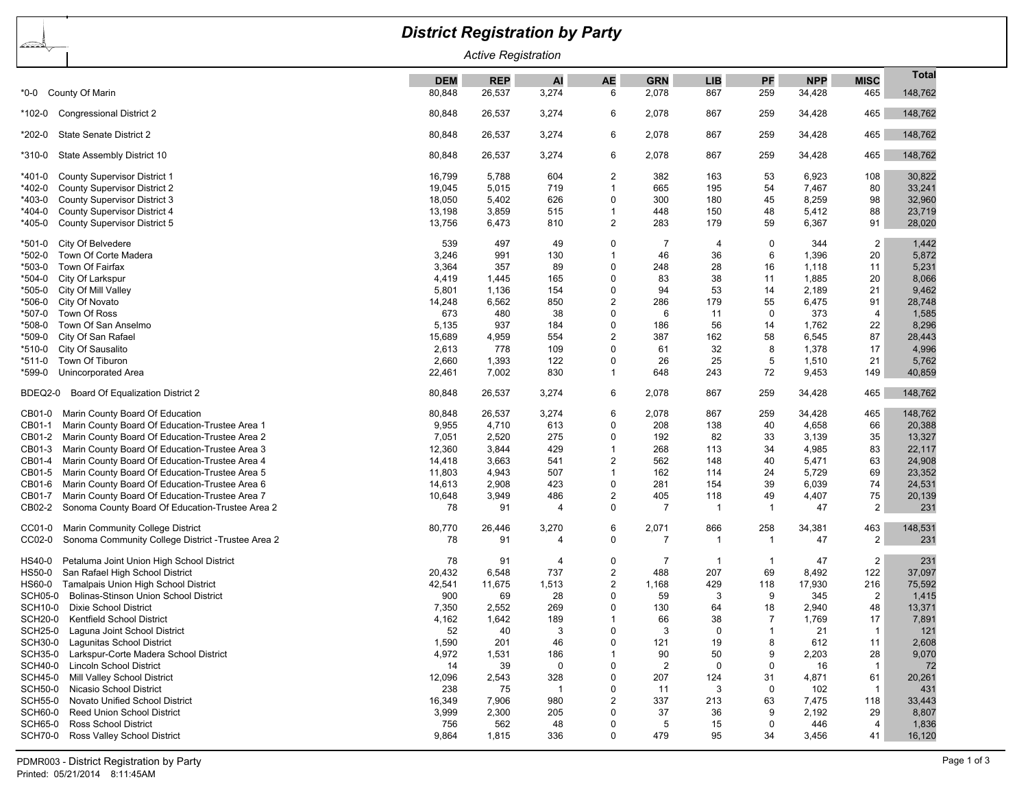# District Registration by Party

*Active Registration*

| Code | District | DEM | REP | AI | AE | GRN | LIB | PF | NPP | MISC | Total |
|---|---|---|---|---|---|---|---|---|---|---|---|
| *0-0 | County Of Marin | 80,848 | 26,537 | 3,274 | 6 | 2,078 | 867 | 259 | 34,428 | 465 | 148,762 |
| *102-0 | Congressional District 2 | 80,848 | 26,537 | 3,274 | 6 | 2,078 | 867 | 259 | 34,428 | 465 | 148,762 |
| *202-0 | State Senate District 2 | 80,848 | 26,537 | 3,274 | 6 | 2,078 | 867 | 259 | 34,428 | 465 | 148,762 |
| *310-0 | State Assembly District 10 | 80,848 | 26,537 | 3,274 | 6 | 2,078 | 867 | 259 | 34,428 | 465 | 148,762 |
| *401-0 | County Supervisor District 1 | 16,799 | 5,788 | 604 | 2 | 382 | 163 | 53 | 6,923 | 108 | 30,822 |
| *402-0 | County Supervisor District 2 | 19,045 | 5,015 | 719 | 1 | 665 | 195 | 54 | 7,467 | 80 | 33,241 |
| *403-0 | County Supervisor District 3 | 18,050 | 5,402 | 626 | 0 | 300 | 180 | 45 | 8,259 | 98 | 32,960 |
| *404-0 | County Supervisor District 4 | 13,198 | 3,859 | 515 | 1 | 448 | 150 | 48 | 5,412 | 88 | 23,719 |
| *405-0 | County Supervisor District 5 | 13,756 | 6,473 | 810 | 2 | 283 | 179 | 59 | 6,367 | 91 | 28,020 |
| *501-0 | City Of Belvedere | 539 | 497 | 49 | 0 | 7 | 4 | 0 | 344 | 2 | 1,442 |
| *502-0 | Town Of Corte Madera | 3,246 | 991 | 130 | 1 | 46 | 36 | 6 | 1,396 | 20 | 5,872 |
| *503-0 | Town Of Fairfax | 3,364 | 357 | 89 | 0 | 248 | 28 | 16 | 1,118 | 11 | 5,231 |
| *504-0 | City Of Larkspur | 4,419 | 1,445 | 165 | 0 | 83 | 38 | 11 | 1,885 | 20 | 8,066 |
| *505-0 | City Of Mill Valley | 5,801 | 1,136 | 154 | 0 | 94 | 53 | 14 | 2,189 | 21 | 9,462 |
| *506-0 | City Of Novato | 14,248 | 6,562 | 850 | 2 | 286 | 179 | 55 | 6,475 | 91 | 28,748 |
| *507-0 | Town Of Ross | 673 | 480 | 38 | 0 | 6 | 11 | 0 | 373 | 4 | 1,585 |
| *508-0 | Town Of San Anselmo | 5,135 | 937 | 184 | 0 | 186 | 56 | 14 | 1,762 | 22 | 8,296 |
| *509-0 | City Of San Rafael | 15,689 | 4,959 | 554 | 2 | 387 | 162 | 58 | 6,545 | 87 | 28,443 |
| *510-0 | City Of Sausalito | 2,613 | 778 | 109 | 0 | 61 | 32 | 8 | 1,378 | 17 | 4,996 |
| *511-0 | Town Of Tiburon | 2,660 | 1,393 | 122 | 0 | 26 | 25 | 5 | 1,510 | 21 | 5,762 |
| *599-0 | Unincorporated Area | 22,461 | 7,002 | 830 | 1 | 648 | 243 | 72 | 9,453 | 149 | 40,859 |
| BDEQ2-0 | Board Of Equalization District 2 | 80,848 | 26,537 | 3,274 | 6 | 2,078 | 867 | 259 | 34,428 | 465 | 148,762 |
| CB01-0 | Marin County Board Of Education | 80,848 | 26,537 | 3,274 | 6 | 2,078 | 867 | 259 | 34,428 | 465 | 148,762 |
| CB01-1 | Marin County Board Of Education-Trustee Area 1 | 9,955 | 4,710 | 613 | 0 | 208 | 138 | 40 | 4,658 | 66 | 20,388 |
| CB01-2 | Marin County Board Of Education-Trustee Area 2 | 7,051 | 2,520 | 275 | 0 | 192 | 82 | 33 | 3,139 | 35 | 13,327 |
| CB01-3 | Marin County Board Of Education-Trustee Area 3 | 12,360 | 3,844 | 429 | 1 | 268 | 113 | 34 | 4,985 | 83 | 22,117 |
| CB01-4 | Marin County Board Of Education-Trustee Area 4 | 14,418 | 3,663 | 541 | 2 | 562 | 148 | 40 | 5,471 | 63 | 24,908 |
| CB01-5 | Marin County Board Of Education-Trustee Area 5 | 11,803 | 4,943 | 507 | 1 | 162 | 114 | 24 | 5,729 | 69 | 23,352 |
| CB01-6 | Marin County Board Of Education-Trustee Area 6 | 14,613 | 2,908 | 423 | 0 | 281 | 154 | 39 | 6,039 | 74 | 24,531 |
| CB01-7 | Marin County Board Of Education-Trustee Area 7 | 10,648 | 3,949 | 486 | 2 | 405 | 118 | 49 | 4,407 | 75 | 20,139 |
| CB02-2 | Sonoma County Board Of Education-Trustee Area 2 | 78 | 91 | 4 | 0 | 7 | 1 | 1 | 47 | 2 | 231 |
| CC01-0 | Marin Community College District | 80,770 | 26,446 | 3,270 | 6 | 2,071 | 866 | 258 | 34,381 | 463 | 148,531 |
| CC02-0 | Sonoma Community College District -Trustee Area 2 | 78 | 91 | 4 | 0 | 7 | 1 | 1 | 47 | 2 | 231 |
| HS40-0 | Petaluma Joint Union High School District | 78 | 91 | 4 | 0 | 7 | 1 | 1 | 47 | 2 | 231 |
| HS50-0 | San Rafael High School District | 20,432 | 6,548 | 737 | 2 | 488 | 207 | 69 | 8,492 | 122 | 37,097 |
| HS60-0 | Tamalpais Union High School District | 42,541 | 11,675 | 1,513 | 2 | 1,168 | 429 | 118 | 17,930 | 216 | 75,592 |
| SCH05-0 | Bolinas-Stinson Union School District | 900 | 69 | 28 | 0 | 59 | 3 | 9 | 345 | 2 | 1,415 |
| SCH10-0 | Dixie School District | 7,350 | 2,552 | 269 | 0 | 130 | 64 | 18 | 2,940 | 48 | 13,371 |
| SCH20-0 | Kentfield School District | 4,162 | 1,642 | 189 | 1 | 66 | 38 | 7 | 1,769 | 17 | 7,891 |
| SCH25-0 | Laguna Joint School District | 52 | 40 | 3 | 0 | 3 | 0 | 1 | 21 | 1 | 121 |
| SCH30-0 | Lagunitas School District | 1,590 | 201 | 46 | 0 | 121 | 19 | 8 | 612 | 11 | 2,608 |
| SCH35-0 | Larkspur-Corte Madera School District | 4,972 | 1,531 | 186 | 1 | 90 | 50 | 9 | 2,203 | 28 | 9,070 |
| SCH40-0 | Lincoln School District | 14 | 39 | 0 | 0 | 2 | 0 | 0 | 16 | 1 | 72 |
| SCH45-0 | Mill Valley School District | 12,096 | 2,543 | 328 | 0 | 207 | 124 | 31 | 4,871 | 61 | 20,261 |
| SCH50-0 | Nicasio School District | 238 | 75 | 1 | 0 | 11 | 3 | 0 | 102 | 1 | 431 |
| SCH55-0 | Novato Unified School District | 16,349 | 7,906 | 980 | 2 | 337 | 213 | 63 | 7,475 | 118 | 33,443 |
| SCH60-0 | Reed Union School District | 3,999 | 2,300 | 205 | 0 | 37 | 36 | 9 | 2,192 | 29 | 8,807 |
| SCH65-0 | Ross School District | 756 | 562 | 48 | 0 | 5 | 15 | 0 | 446 | 4 | 1,836 |
| SCH70-0 | Ross Valley School District | 9,864 | 1,815 | 336 | 0 | 479 | 95 | 34 | 3,456 | 41 | 16,120 |

PDMR003 - District Registration by Party
Printed: 05/21/2014 8:11:45AM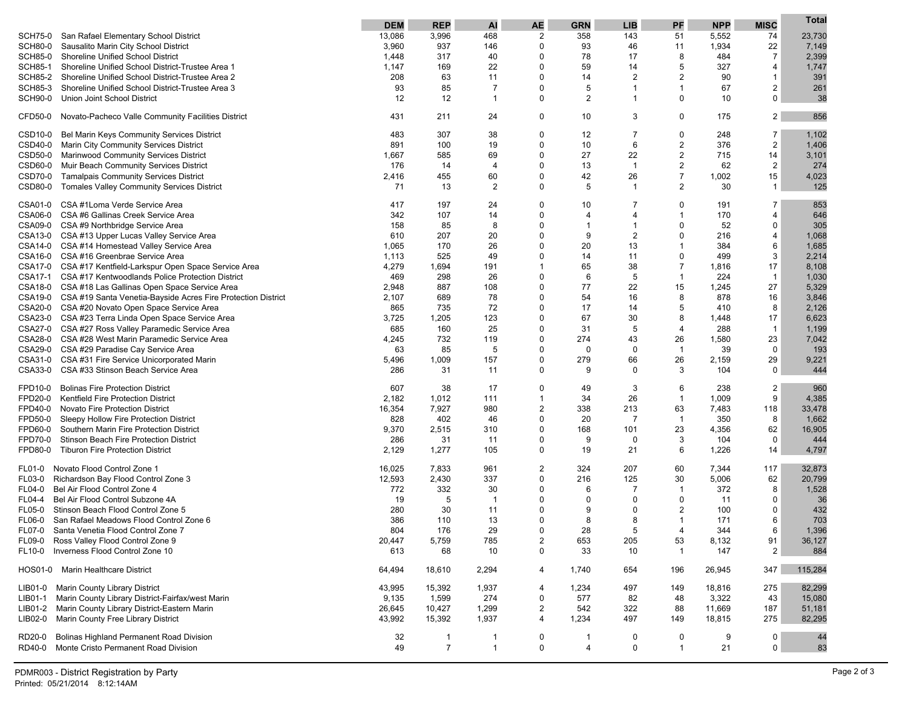| | | DEM | REP | AI | AE | GRN | LIB | PF | NPP | MISC | Total |
|---|---|---|---|---|---|---|---|---|---|---|---|
| SCH75-0 | San Rafael Elementary School District | 13,086 | 3,996 | 468 | 2 | 358 | 143 | 51 | 5,552 | 74 | 23,730 |
| SCH80-0 | Sausalito Marin City School District | 3,960 | 937 | 146 | 0 | 93 | 46 | 11 | 1,934 | 22 | 7,149 |
| SCH85-0 | Shoreline Unified School District | 1,448 | 317 | 40 | 0 | 78 | 17 | 8 | 484 | 7 | 2,399 |
| SCH85-1 | Shoreline Unified School District-Trustee Area 1 | 1,147 | 169 | 22 | 0 | 59 | 14 | 5 | 327 | 4 | 1,747 |
| SCH85-2 | Shoreline Unified School District-Trustee Area 2 | 208 | 63 | 11 | 0 | 14 | 2 | 2 | 90 | 1 | 391 |
| SCH85-3 | Shoreline Unified School District-Trustee Area 3 | 93 | 85 | 7 | 0 | 5 | 1 | 1 | 67 | 2 | 261 |
| SCH90-0 | Union Joint School District | 12 | 12 | 1 | 0 | 2 | 1 | 0 | 10 | 0 | 38 |
| CFD50-0 | Novato-Pacheco Valle Community Facilities District | 431 | 211 | 24 | 0 | 10 | 3 | 0 | 175 | 2 | 856 |
| CSD10-0 | Bel Marin Keys Community Services District | 483 | 307 | 38 | 0 | 12 | 7 | 0 | 248 | 7 | 1,102 |
| CSD40-0 | Marin City Community Services District | 891 | 100 | 19 | 0 | 10 | 6 | 2 | 376 | 2 | 1,406 |
| CSD50-0 | Marinwood Community Services District | 1,667 | 585 | 69 | 0 | 27 | 22 | 2 | 715 | 14 | 3,101 |
| CSD60-0 | Muir Beach Community Services District | 176 | 14 | 4 | 0 | 13 | 1 | 2 | 62 | 2 | 274 |
| CSD70-0 | Tamalpais Community Services District | 2,416 | 455 | 60 | 0 | 42 | 26 | 7 | 1,002 | 15 | 4,023 |
| CSD80-0 | Tomales Valley Community Services District | 71 | 13 | 2 | 0 | 5 | 1 | 2 | 30 | 1 | 125 |
| CSA01-0 | CSA #1Loma Verde Service Area | 417 | 197 | 24 | 0 | 10 | 7 | 0 | 191 | 7 | 853 |
| CSA06-0 | CSA #6 Gallinas Creek Service Area | 342 | 107 | 14 | 0 | 4 | 4 | 1 | 170 | 4 | 646 |
| CSA09-0 | CSA #9 Northbridge Service Area | 158 | 85 | 8 | 0 | 1 | 1 | 0 | 52 | 0 | 305 |
| CSA13-0 | CSA #13 Upper Lucas Valley Service Area | 610 | 207 | 20 | 0 | 9 | 2 | 0 | 216 | 4 | 1,068 |
| CSA14-0 | CSA #14 Homestead Valley Service Area | 1,065 | 170 | 26 | 0 | 20 | 13 | 1 | 384 | 6 | 1,685 |
| CSA16-0 | CSA #16 Greenbrae Service Area | 1,113 | 525 | 49 | 0 | 14 | 11 | 0 | 499 | 3 | 2,214 |
| CSA17-0 | CSA #17 Kentfield-Larkspur Open Space Service Area | 4,279 | 1,694 | 191 | 1 | 65 | 38 | 7 | 1,816 | 17 | 8,108 |
| CSA17-1 | CSA #17 Kentwoodlands Police Protection District | 469 | 298 | 26 | 0 | 6 | 5 | 1 | 224 | 1 | 1,030 |
| CSA18-0 | CSA #18 Las Gallinas Open Space Service Area | 2,948 | 887 | 108 | 0 | 77 | 22 | 15 | 1,245 | 27 | 5,329 |
| CSA19-0 | CSA #19 Santa Venetia-Bayside Acres Fire Protection District | 2,107 | 689 | 78 | 0 | 54 | 16 | 8 | 878 | 16 | 3,846 |
| CSA20-0 | CSA #20 Novato Open Space Service Area | 865 | 735 | 72 | 0 | 17 | 14 | 5 | 410 | 8 | 2,126 |
| CSA23-0 | CSA #23 Terra Linda Open Space Service Area | 3,725 | 1,205 | 123 | 0 | 67 | 30 | 8 | 1,448 | 17 | 6,623 |
| CSA27-0 | CSA #27 Ross Valley Paramedic Service Area | 685 | 160 | 25 | 0 | 31 | 5 | 4 | 288 | 1 | 1,199 |
| CSA28-0 | CSA #28 West Marin Paramedic Service Area | 4,245 | 732 | 119 | 0 | 274 | 43 | 26 | 1,580 | 23 | 7,042 |
| CSA29-0 | CSA #29 Paradise Cay Service Area | 63 | 85 | 5 | 0 | 0 | 0 | 1 | 39 | 0 | 193 |
| CSA31-0 | CSA #31 Fire Service Unicorporated Marin | 5,496 | 1,009 | 157 | 0 | 279 | 66 | 26 | 2,159 | 29 | 9,221 |
| CSA33-0 | CSA #33 Stinson Beach Service Area | 286 | 31 | 11 | 0 | 9 | 0 | 3 | 104 | 0 | 444 |
| FPD10-0 | Bolinas Fire Protection District | 607 | 38 | 17 | 0 | 49 | 3 | 6 | 238 | 2 | 960 |
| FPD20-0 | Kentfield Fire Protection District | 2,182 | 1,012 | 111 | 1 | 34 | 26 | 1 | 1,009 | 9 | 4,385 |
| FPD40-0 | Novato Fire Protection District | 16,354 | 7,927 | 980 | 2 | 338 | 213 | 63 | 7,483 | 118 | 33,478 |
| FPD50-0 | Sleepy Hollow Fire Protection District | 828 | 402 | 46 | 0 | 20 | 7 | 1 | 350 | 8 | 1,662 |
| FPD60-0 | Southern Marin Fire Protection District | 9,370 | 2,515 | 310 | 0 | 168 | 101 | 23 | 4,356 | 62 | 16,905 |
| FPD70-0 | Stinson Beach Fire Protection District | 286 | 31 | 11 | 0 | 9 | 0 | 3 | 104 | 0 | 444 |
| FPD80-0 | Tiburon Fire Protection District | 2,129 | 1,277 | 105 | 0 | 19 | 21 | 6 | 1,226 | 14 | 4,797 |
| FL01-0 | Novato Flood Control Zone 1 | 16,025 | 7,833 | 961 | 2 | 324 | 207 | 60 | 7,344 | 117 | 32,873 |
| FL03-0 | Richardson Bay Flood Control Zone 3 | 12,593 | 2,430 | 337 | 0 | 216 | 125 | 30 | 5,006 | 62 | 20,799 |
| FL04-0 | Bel Air Flood Control Zone 4 | 772 | 332 | 30 | 0 | 6 | 7 | 1 | 372 | 8 | 1,528 |
| FL04-4 | Bel Air Flood Control Subzone 4A | 19 | 5 | 1 | 0 | 0 | 0 | 0 | 11 | 0 | 36 |
| FL05-0 | Stinson Beach Flood Control Zone 5 | 280 | 30 | 11 | 0 | 9 | 0 | 2 | 100 | 0 | 432 |
| FL06-0 | San Rafael Meadows Flood Control Zone 6 | 386 | 110 | 13 | 0 | 8 | 8 | 1 | 171 | 6 | 703 |
| FL07-0 | Santa Venetia Flood Control Zone 7 | 804 | 176 | 29 | 0 | 28 | 5 | 4 | 344 | 6 | 1,396 |
| FL09-0 | Ross Valley Flood Control Zone 9 | 20,447 | 5,759 | 785 | 2 | 653 | 205 | 53 | 8,132 | 91 | 36,127 |
| FL10-0 | Inverness Flood Control Zone 10 | 613 | 68 | 10 | 0 | 33 | 10 | 1 | 147 | 2 | 884 |
| HOS01-0 | Marin Healthcare District | 64,494 | 18,610 | 2,294 | 4 | 1,740 | 654 | 196 | 26,945 | 347 | 115,284 |
| LIB01-0 | Marin County Library District | 43,995 | 15,392 | 1,937 | 4 | 1,234 | 497 | 149 | 18,816 | 275 | 82,299 |
| LIB01-1 | Marin County Library District-Fairfax/west Marin | 9,135 | 1,599 | 274 | 0 | 577 | 82 | 48 | 3,322 | 43 | 15,080 |
| LIB01-2 | Marin County Library District-Eastern Marin | 26,645 | 10,427 | 1,299 | 2 | 542 | 322 | 88 | 11,669 | 187 | 51,181 |
| LIB02-0 | Marin County Free Library District | 43,992 | 15,392 | 1,937 | 4 | 1,234 | 497 | 149 | 18,815 | 275 | 82,295 |
| RD20-0 | Bolinas Highland Permanent Road Division | 32 | 1 | 1 | 0 | 1 | 0 | 0 | 9 | 0 | 44 |
| RD40-0 | Monte Cristo Permanent Road Division | 49 | 7 | 1 | 0 | 4 | 0 | 1 | 21 | 0 | 83 |

PDMR003 - District Registration by Party
Printed: 05/21/2014 8:12:14AM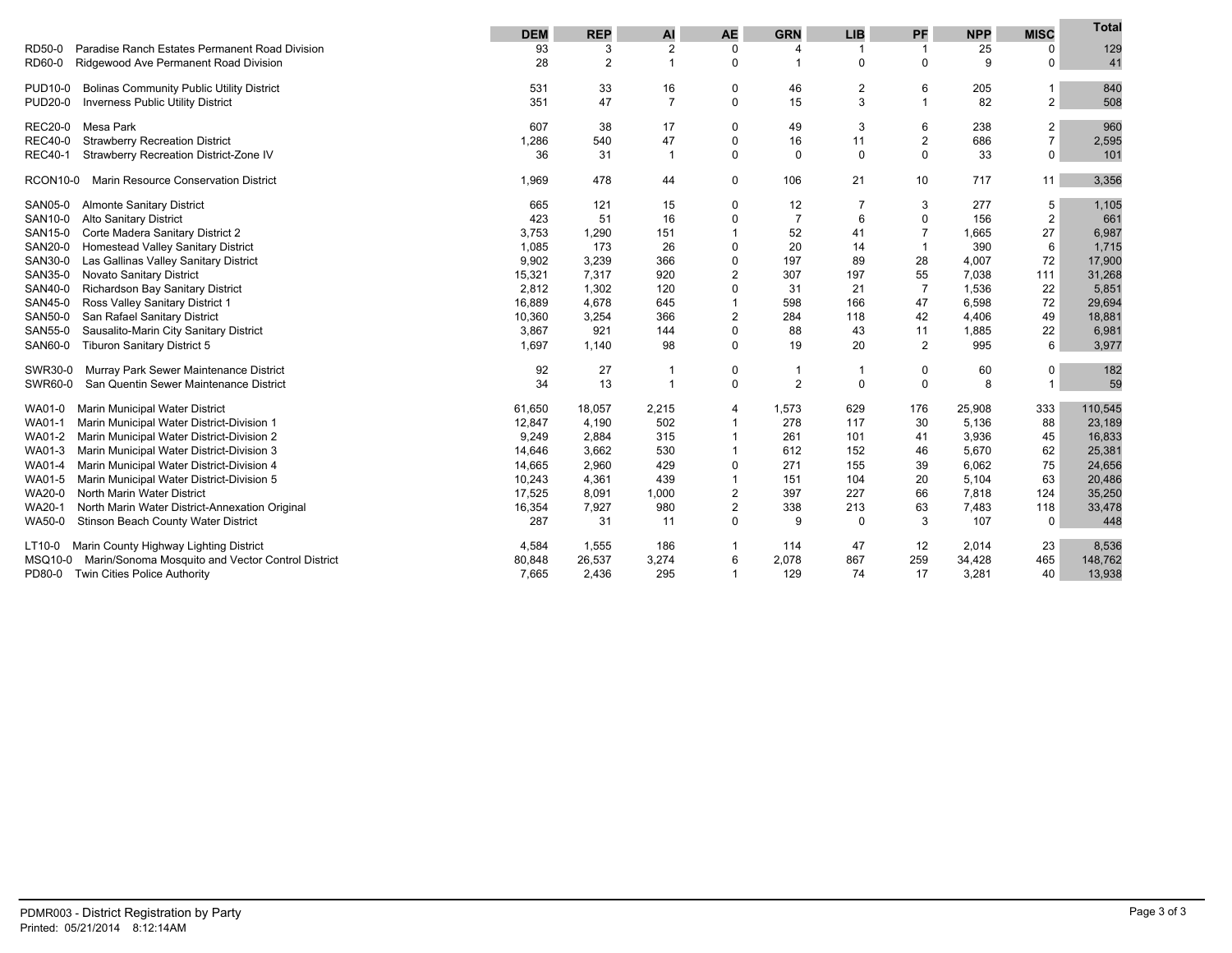| | | DEM | REP | AI | AE | GRN | LIB | PF | NPP | MISC | Total |
|---|---|---|---|---|---|---|---|---|---|---|---|
| RD50-0 | Paradise Ranch Estates Permanent Road Division | 93 | 3 | 2 | 0 | 4 | 1 | 1 | 25 | 0 | 129 |
| RD60-0 | Ridgewood Ave Permanent Road Division | 28 | 2 | 1 | 0 | 1 | 0 | 0 | 9 | 0 | 41 |
| PUD10-0 | Bolinas Community Public Utility District | 531 | 33 | 16 | 0 | 46 | 2 | 6 | 205 | 1 | 840 |
| PUD20-0 | Inverness Public Utility District | 351 | 47 | 7 | 0 | 15 | 3 | 1 | 82 | 2 | 508 |
| REC20-0 | Mesa Park | 607 | 38 | 17 | 0 | 49 | 3 | 6 | 238 | 2 | 960 |
| REC40-0 | Strawberry Recreation District | 1,286 | 540 | 47 | 0 | 16 | 11 | 2 | 686 | 7 | 2,595 |
| REC40-1 | Strawberry Recreation District-Zone IV | 36 | 31 | 1 | 0 | 0 | 0 | 0 | 33 | 0 | 101 |
| RCON10-0 | Marin Resource Conservation District | 1,969 | 478 | 44 | 0 | 106 | 21 | 10 | 717 | 11 | 3,356 |
| SAN05-0 | Almonte Sanitary District | 665 | 121 | 15 | 0 | 12 | 7 | 3 | 277 | 5 | 1,105 |
| SAN10-0 | Alto Sanitary District | 423 | 51 | 16 | 0 | 7 | 6 | 0 | 156 | 2 | 661 |
| SAN15-0 | Corte Madera Sanitary District 2 | 3,753 | 1,290 | 151 | 1 | 52 | 41 | 7 | 1,665 | 27 | 6,987 |
| SAN20-0 | Homestead Valley Sanitary District | 1,085 | 173 | 26 | 0 | 20 | 14 | 1 | 390 | 6 | 1,715 |
| SAN30-0 | Las Gallinas Valley Sanitary District | 9,902 | 3,239 | 366 | 0 | 197 | 89 | 28 | 4,007 | 72 | 17,900 |
| SAN35-0 | Novato Sanitary District | 15,321 | 7,317 | 920 | 2 | 307 | 197 | 55 | 7,038 | 111 | 31,268 |
| SAN40-0 | Richardson Bay Sanitary District | 2,812 | 1,302 | 120 | 0 | 31 | 21 | 7 | 1,536 | 22 | 5,851 |
| SAN45-0 | Ross Valley Sanitary District 1 | 16,889 | 4,678 | 645 | 1 | 598 | 166 | 47 | 6,598 | 72 | 29,694 |
| SAN50-0 | San Rafael Sanitary District | 10,360 | 3,254 | 366 | 2 | 284 | 118 | 42 | 4,406 | 49 | 18,881 |
| SAN55-0 | Sausalito-Marin City Sanitary District | 3,867 | 921 | 144 | 0 | 88 | 43 | 11 | 1,885 | 22 | 6,981 |
| SAN60-0 | Tiburon Sanitary District 5 | 1,697 | 1,140 | 98 | 0 | 19 | 20 | 2 | 995 | 6 | 3,977 |
| SWR30-0 | Murray Park Sewer Maintenance District | 92 | 27 | 1 | 0 | 1 | 1 | 0 | 60 | 0 | 182 |
| SWR60-0 | San Quentin Sewer Maintenance District | 34 | 13 | 1 | 0 | 2 | 0 | 0 | 8 | 1 | 59 |
| WA01-0 | Marin Municipal Water District | 61,650 | 18,057 | 2,215 | 4 | 1,573 | 629 | 176 | 25,908 | 333 | 110,545 |
| WA01-1 | Marin Municipal Water District-Division 1 | 12,847 | 4,190 | 502 | 1 | 278 | 117 | 30 | 5,136 | 88 | 23,189 |
| WA01-2 | Marin Municipal Water District-Division 2 | 9,249 | 2,884 | 315 | 1 | 261 | 101 | 41 | 3,936 | 45 | 16,833 |
| WA01-3 | Marin Municipal Water District-Division 3 | 14,646 | 3,662 | 530 | 1 | 612 | 152 | 46 | 5,670 | 62 | 25,381 |
| WA01-4 | Marin Municipal Water District-Division 4 | 14,665 | 2,960 | 429 | 0 | 271 | 155 | 39 | 6,062 | 75 | 24,656 |
| WA01-5 | Marin Municipal Water District-Division 5 | 10,243 | 4,361 | 439 | 1 | 151 | 104 | 20 | 5,104 | 63 | 20,486 |
| WA20-0 | North Marin Water District | 17,525 | 8,091 | 1,000 | 2 | 397 | 227 | 66 | 7,818 | 124 | 35,250 |
| WA20-1 | North Marin Water District-Annexation Original | 16,354 | 7,927 | 980 | 2 | 338 | 213 | 63 | 7,483 | 118 | 33,478 |
| WA50-0 | Stinson Beach County Water District | 287 | 31 | 11 | 0 | 9 | 0 | 3 | 107 | 0 | 448 |
| LT10-0 | Marin County Highway Lighting District | 4,584 | 1,555 | 186 | 1 | 114 | 47 | 12 | 2,014 | 23 | 8,536 |
| MSQ10-0 | Marin/Sonoma Mosquito and Vector Control District | 80,848 | 26,537 | 3,274 | 6 | 2,078 | 867 | 259 | 34,428 | 465 | 148,762 |
| PD80-0 | Twin Cities Police Authority | 7,665 | 2,436 | 295 | 1 | 129 | 74 | 17 | 3,281 | 40 | 13,938 |

PDMR003 - District Registration by Party
Printed: 05/21/2014 8:12:14AM